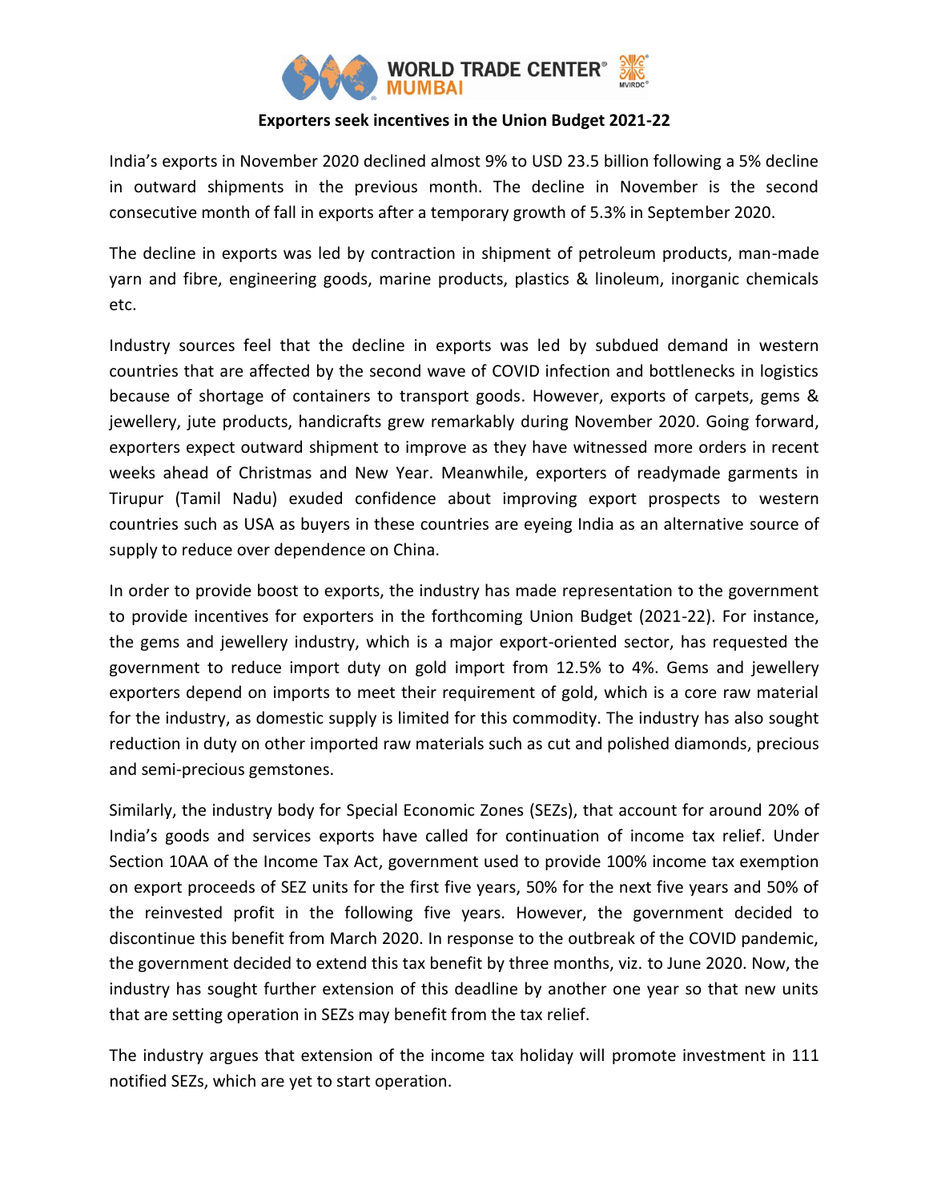# Exporters seek incentives in the Union Budget 2021-22

India's exports in November 2020 declined almost 9% to USD 23.5 billion following a 5% decline in outward shipments in the previous month. The decline in November is the second consecutive month of fall in exports after a temporary growth of 5.3% in September 2020.

The decline in exports was led by contraction in shipment of petroleum products, man-made yarn and fibre, engineering goods, marine products, plastics & linoleum, inorganic chemicals etc.

Industry sources feel that the decline in exports was led by subdued demand in western countries that are affected by the second wave of COVID infection and bottlenecks in logistics because of shortage of containers to transport goods. However, exports of carpets, gems & jewellery, jute products, handicrafts grew remarkably during November 2020. Going forward, exporters expect outward shipment to improve as they have witnessed more orders in recent weeks ahead of Christmas and New Year. Meanwhile, exporters of readymade garments in Tirupur (Tamil Nadu) exuded confidence about improving export prospects to western countries such as USA as buyers in these countries are eyeing India as an alternative source of supply to reduce over dependence on China.

In order to provide boost to exports, the industry has made representation to the government to provide incentives for exporters in the forthcoming Union Budget (2021-22). For instance, the gems and jewellery industry, which is a major export-oriented sector, has requested the government to reduce import duty on gold import from 12.5% to 4%. Gems and jewellery exporters depend on imports to meet their requirement of gold, which is a core raw material for the industry, as domestic supply is limited for this commodity. The industry has also sought reduction in duty on other imported raw materials such as cut and polished diamonds, precious and semi-precious gemstones.

Similarly, the industry body for Special Economic Zones (SEZs), that account for around 20% of India's goods and services exports have called for continuation of income tax relief. Under Section 10AA of the Income Tax Act, government used to provide 100% income tax exemption on export proceeds of SEZ units for the first five years, 50% for the next five years and 50% of the reinvested profit in the following five years. However, the government decided to discontinue this benefit from March 2020. In response to the outbreak of the COVID pandemic, the government decided to extend this tax benefit by three months, viz. to June 2020. Now, the industry has sought further extension of this deadline by another one year so that new units that are setting operation in SEZs may benefit from the tax relief.

The industry argues that extension of the income tax holiday will promote investment in 111 notified SEZs, which are yet to start operation.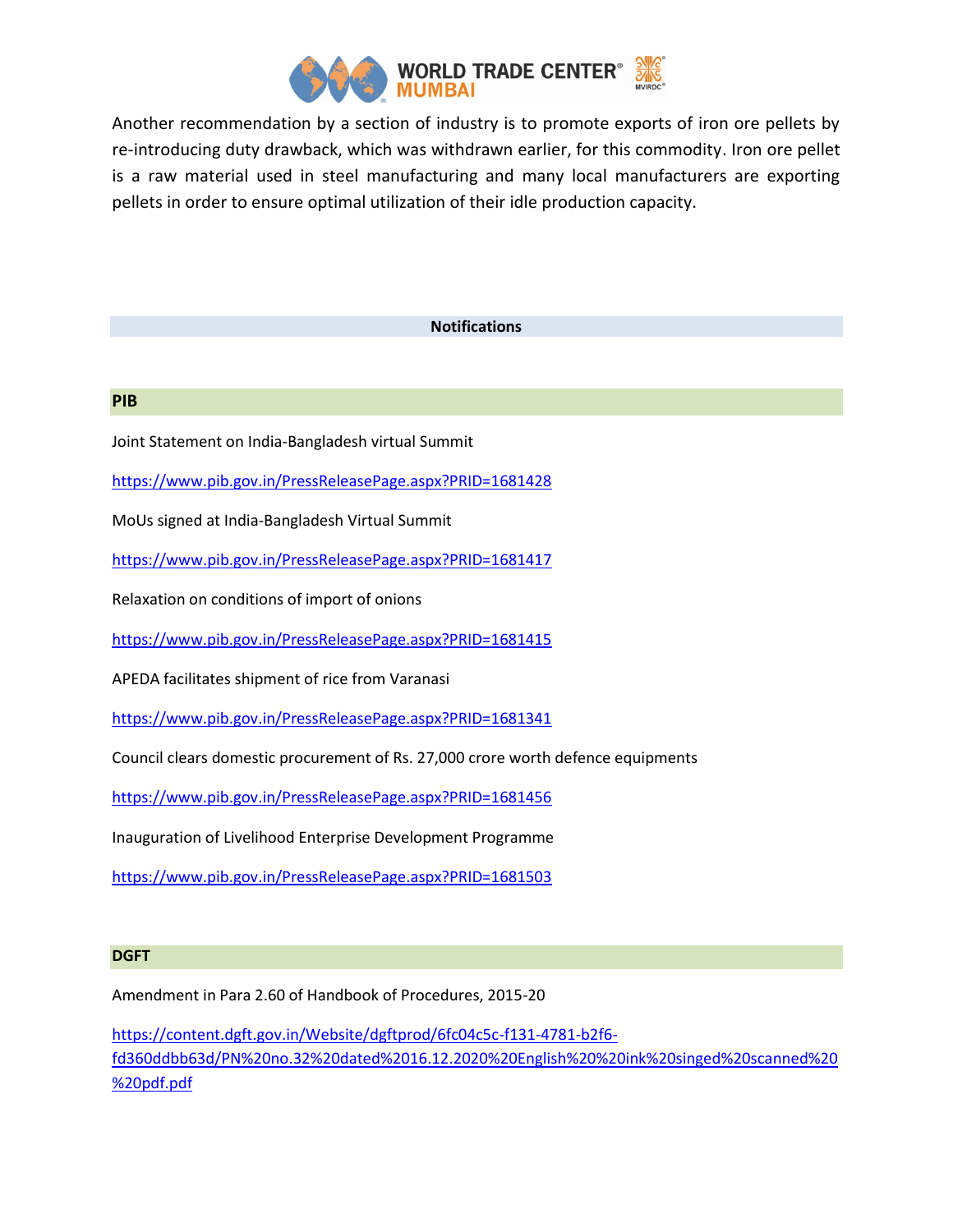Another recommendation by a section of industry is to promote exports of iron ore pellets by re-introducing duty drawback, which was withdrawn earlier, for this commodity. Iron ore pellet is a raw material used in steel manufacturing and many local manufacturers are exporting pellets in order to ensure optimal utilization of their idle production capacity.

## Notifications

### PIB

Joint Statement on India-Bangladesh virtual Summit

https://www.pib.gov.in/PressReleasePage.aspx?PRID=1681428

MoUs signed at India-Bangladesh Virtual Summit

https://www.pib.gov.in/PressReleasePage.aspx?PRID=1681417

Relaxation on conditions of import of onions

https://www.pib.gov.in/PressReleasePage.aspx?PRID=1681415

APEDA facilitates shipment of rice from Varanasi

https://www.pib.gov.in/PressReleasePage.aspx?PRID=1681341

Council clears domestic procurement of Rs. 27,000 crore worth defence equipments

https://www.pib.gov.in/PressReleasePage.aspx?PRID=1681456

Inauguration of Livelihood Enterprise Development Programme

https://www.pib.gov.in/PressReleasePage.aspx?PRID=1681503

### DGFT

Amendment in Para 2.60 of Handbook of Procedures, 2015-20

https://content.dgft.gov.in/Website/dgftprod/6fc04c5c-f131-4781-b2f6-fd360ddbb63d/PN%20no.32%20dated%2016.12.2020%20English%20%20ink%20singed%20scanned%20%20pdf.pdf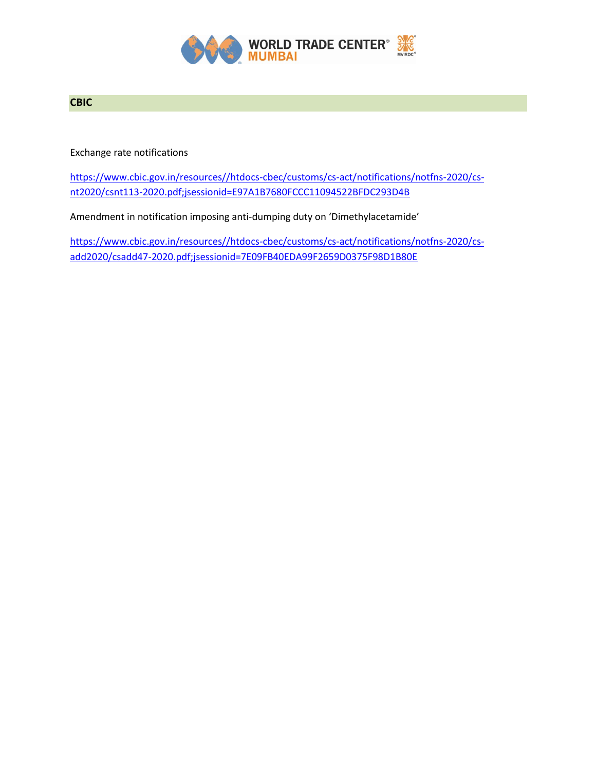## CBIC

Exchange rate notifications

https://www.cbic.gov.in/resources//htdocs-cbec/customs/cs-act/notifications/notfns-2020/cs-nt2020/csnt113-2020.pdf;jsessionid=E97A1B7680FCCC11094522BFDC293D4B

Amendment in notification imposing anti-dumping duty on 'Dimethylacetamide'

https://www.cbic.gov.in/resources//htdocs-cbec/customs/cs-act/notifications/notfns-2020/cs-add2020/csadd47-2020.pdf;jsessionid=7E09FB40EDA99F2659D0375F98D1B80E